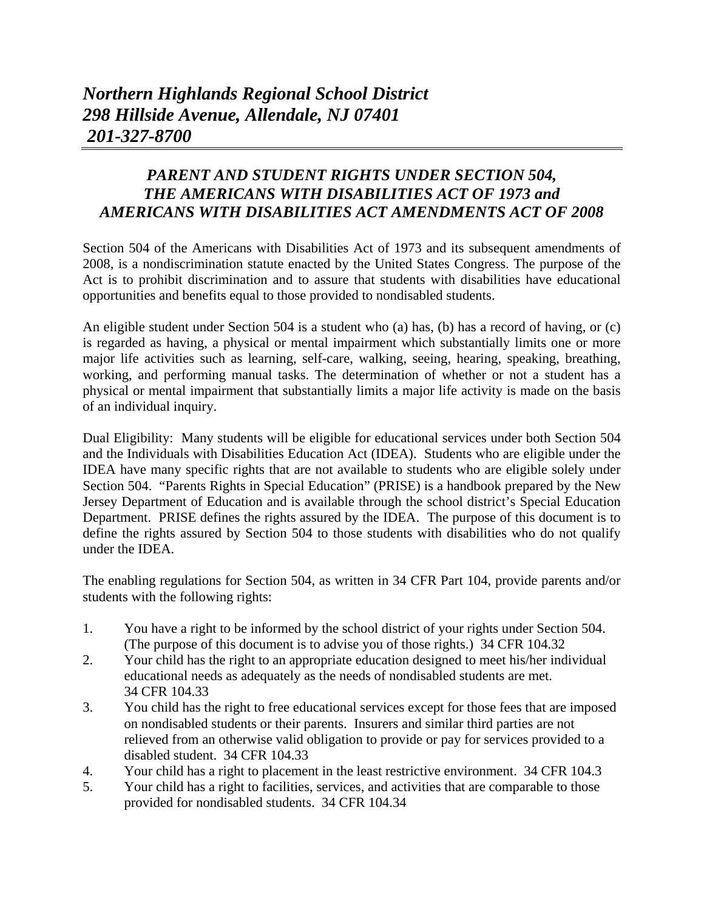*Northern Highlands Regional School District*
*298 Hillside Avenue, Allendale, NJ 07401*
*201-327-8700*

---

## *PARENT AND STUDENT RIGHTS UNDER SECTION 504, THE AMERICANS WITH DISABILITIES ACT OF 1973 and AMERICANS WITH DISABILITIES ACT AMENDMENTS ACT OF 2008*

Section 504 of the Americans with Disabilities Act of 1973 and its subsequent amendments of 2008, is a nondiscrimination statute enacted by the United States Congress. The purpose of the Act is to prohibit discrimination and to assure that students with disabilities have educational opportunities and benefits equal to those provided to nondisabled students.

An eligible student under Section 504 is a student who (a) has, (b) has a record of having, or (c) is regarded as having, a physical or mental impairment which substantially limits one or more major life activities such as learning, self-care, walking, seeing, hearing, speaking, breathing, working, and performing manual tasks. The determination of whether or not a student has a physical or mental impairment that substantially limits a major life activity is made on the basis of an individual inquiry.

Dual Eligibility: Many students will be eligible for educational services under both Section 504 and the Individuals with Disabilities Education Act (IDEA). Students who are eligible under the IDEA have many specific rights that are not available to students who are eligible solely under Section 504. "Parents Rights in Special Education" (PRISE) is a handbook prepared by the New Jersey Department of Education and is available through the school district's Special Education Department. PRISE defines the rights assured by the IDEA. The purpose of this document is to define the rights assured by Section 504 to those students with disabilities who do not qualify under the IDEA.

The enabling regulations for Section 504, as written in 34 CFR Part 104, provide parents and/or students with the following rights:

1. You have a right to be informed by the school district of your rights under Section 504. (The purpose of this document is to advise you of those rights.) 34 CFR 104.32
2. Your child has the right to an appropriate education designed to meet his/her individual educational needs as adequately as the needs of nondisabled students are met. 34 CFR 104.33
3. You child has the right to free educational services except for those fees that are imposed on nondisabled students or their parents. Insurers and similar third parties are not relieved from an otherwise valid obligation to provide or pay for services provided to a disabled student. 34 CFR 104.33
4. Your child has a right to placement in the least restrictive environment. 34 CFR 104.3
5. Your child has a right to facilities, services, and activities that are comparable to those provided for nondisabled students. 34 CFR 104.34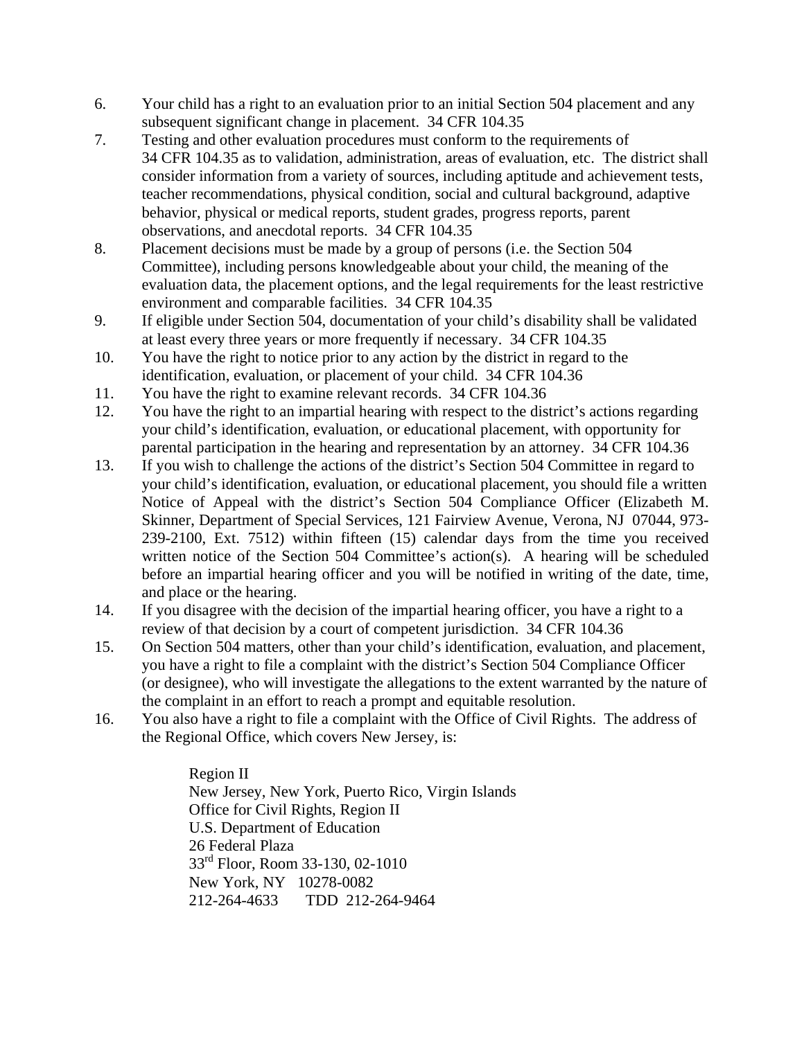6. Your child has a right to an evaluation prior to an initial Section 504 placement and any subsequent significant change in placement. 34 CFR 104.35
7. Testing and other evaluation procedures must conform to the requirements of 34 CFR 104.35 as to validation, administration, areas of evaluation, etc. The district shall consider information from a variety of sources, including aptitude and achievement tests, teacher recommendations, physical condition, social and cultural background, adaptive behavior, physical or medical reports, student grades, progress reports, parent observations, and anecdotal reports. 34 CFR 104.35
8. Placement decisions must be made by a group of persons (i.e. the Section 504 Committee), including persons knowledgeable about your child, the meaning of the evaluation data, the placement options, and the legal requirements for the least restrictive environment and comparable facilities. 34 CFR 104.35
9. If eligible under Section 504, documentation of your child's disability shall be validated at least every three years or more frequently if necessary. 34 CFR 104.35
10. You have the right to notice prior to any action by the district in regard to the identification, evaluation, or placement of your child. 34 CFR 104.36
11. You have the right to examine relevant records. 34 CFR 104.36
12. You have the right to an impartial hearing with respect to the district's actions regarding your child's identification, evaluation, or educational placement, with opportunity for parental participation in the hearing and representation by an attorney. 34 CFR 104.36
13. If you wish to challenge the actions of the district's Section 504 Committee in regard to your child's identification, evaluation, or educational placement, you should file a written Notice of Appeal with the district's Section 504 Compliance Officer (Elizabeth M. Skinner, Department of Special Services, 121 Fairview Avenue, Verona, NJ 07044, 973-239-2100, Ext. 7512) within fifteen (15) calendar days from the time you received written notice of the Section 504 Committee's action(s). A hearing will be scheduled before an impartial hearing officer and you will be notified in writing of the date, time, and place or the hearing.
14. If you disagree with the decision of the impartial hearing officer, you have a right to a review of that decision by a court of competent jurisdiction. 34 CFR 104.36
15. On Section 504 matters, other than your child's identification, evaluation, and placement, you have a right to file a complaint with the district's Section 504 Compliance Officer (or designee), who will investigate the allegations to the extent warranted by the nature of the complaint in an effort to reach a prompt and equitable resolution.
16. You also have a right to file a complaint with the Office of Civil Rights. The address of the Regional Office, which covers New Jersey, is:

    Region II
    New Jersey, New York, Puerto Rico, Virgin Islands
    Office for Civil Rights, Region II
    U.S. Department of Education
    26 Federal Plaza
    33rd Floor, Room 33-130, 02-1010
    New York, NY 10278-0082
    212-264-4633 TDD 212-264-9464